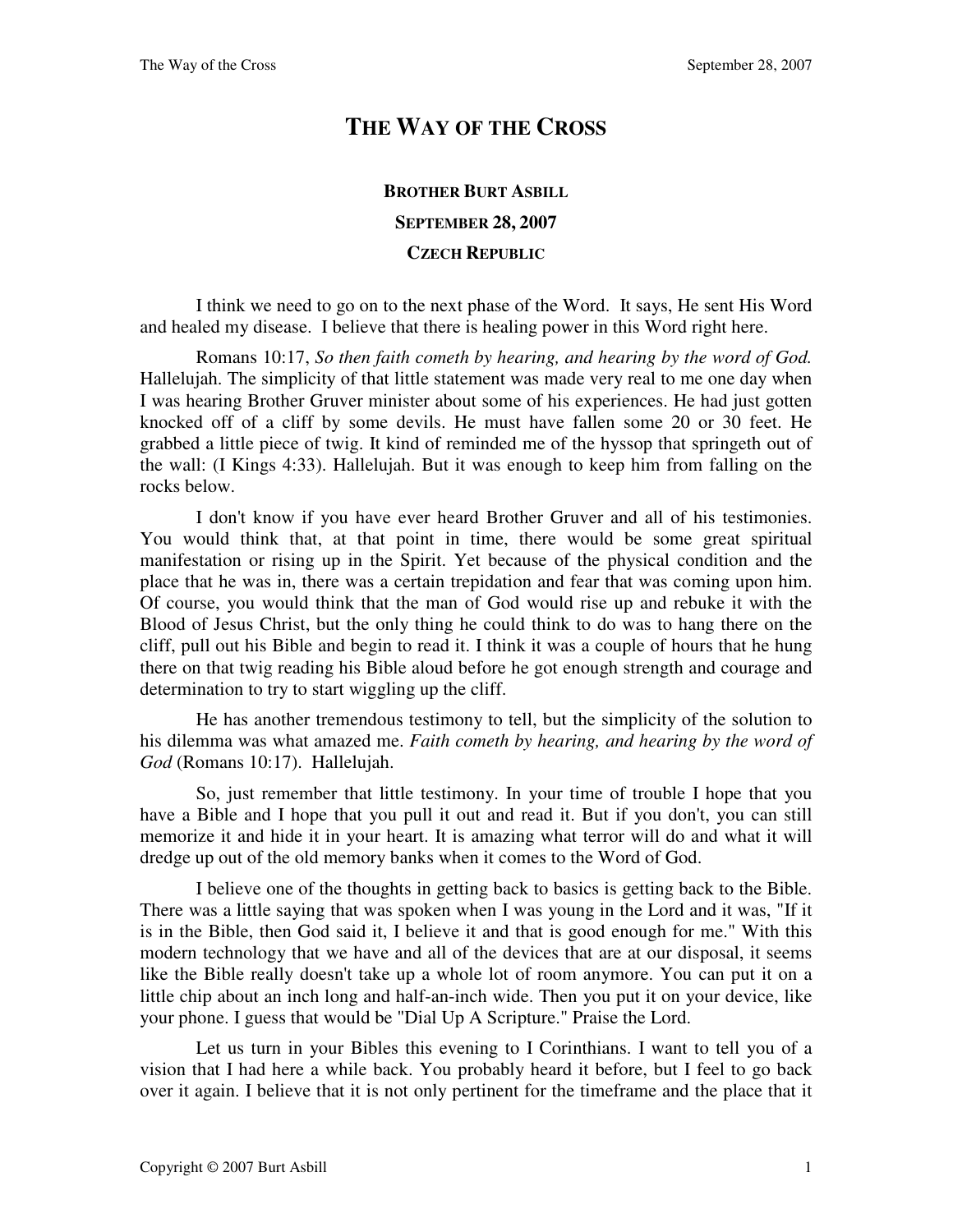# THE WAY OF THE CROSS

**BROTHER BURT ASBILL**

**SEPTEMBER 28, 2007**

**CZECH REPUBLIC**

I think we need to go on to the next phase of the Word. It says, He sent His Word and healed my disease. I believe that there is healing power in this Word right here.

Romans 10:17, *So then faith cometh by hearing, and hearing by the word of God.* Hallelujah. The simplicity of that little statement was made very real to me one day when I was hearing Brother Gruver minister about some of his experiences. He had just gotten knocked off of a cliff by some devils. He must have fallen some 20 or 30 feet. He grabbed a little piece of twig. It kind of reminded me of the hyssop that springeth out of the wall: (I Kings 4:33). Hallelujah. But it was enough to keep him from falling on the rocks below.

I don't know if you have ever heard Brother Gruver and all of his testimonies. You would think that, at that point in time, there would be some great spiritual manifestation or rising up in the Spirit. Yet because of the physical condition and the place that he was in, there was a certain trepidation and fear that was coming upon him. Of course, you would think that the man of God would rise up and rebuke it with the Blood of Jesus Christ, but the only thing he could think to do was to hang there on the cliff, pull out his Bible and begin to read it. I think it was a couple of hours that he hung there on that twig reading his Bible aloud before he got enough strength and courage and determination to try to start wiggling up the cliff.

He has another tremendous testimony to tell, but the simplicity of the solution to his dilemma was what amazed me. *Faith cometh by hearing, and hearing by the word of God* (Romans 10:17). Hallelujah.

So, just remember that little testimony. In your time of trouble I hope that you have a Bible and I hope that you pull it out and read it. But if you don't, you can still memorize it and hide it in your heart. It is amazing what terror will do and what it will dredge up out of the old memory banks when it comes to the Word of God.

I believe one of the thoughts in getting back to basics is getting back to the Bible. There was a little saying that was spoken when I was young in the Lord and it was, "If it is in the Bible, then God said it, I believe it and that is good enough for me." With this modern technology that we have and all of the devices that are at our disposal, it seems like the Bible really doesn't take up a whole lot of room anymore. You can put it on a little chip about an inch long and half-an-inch wide. Then you put it on your device, like your phone. I guess that would be "Dial Up A Scripture." Praise the Lord.

Let us turn in your Bibles this evening to I Corinthians. I want to tell you of a vision that I had here a while back. You probably heard it before, but I feel to go back over it again. I believe that it is not only pertinent for the timeframe and the place that it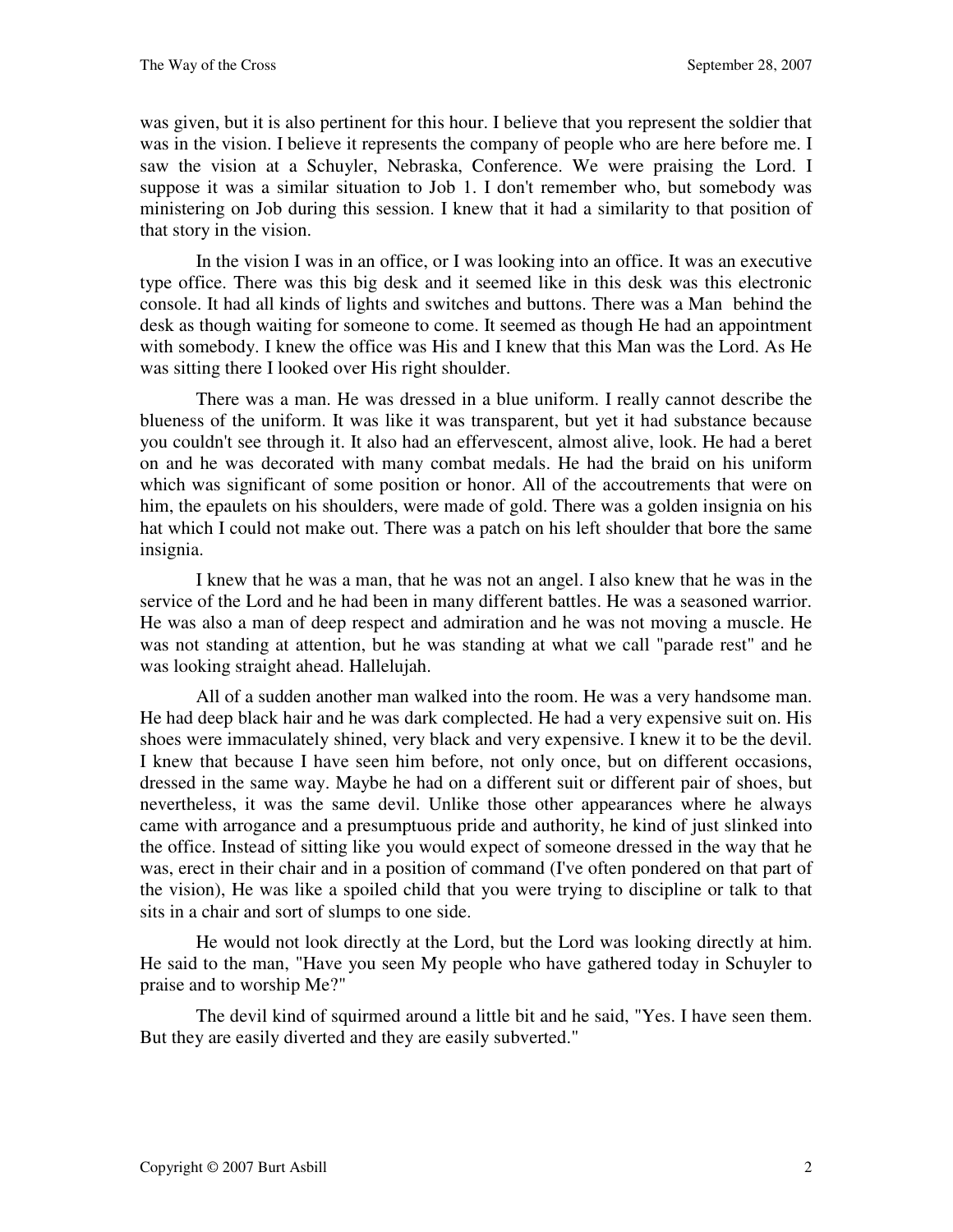was given, but it is also pertinent for this hour. I believe that you represent the soldier that was in the vision. I believe it represents the company of people who are here before me. I saw the vision at a Schuyler, Nebraska, Conference. We were praising the Lord. I suppose it was a similar situation to Job 1. I don't remember who, but somebody was ministering on Job during this session. I knew that it had a similarity to that position of that story in the vision.

In the vision I was in an office, or I was looking into an office. It was an executive type office. There was this big desk and it seemed like in this desk was this electronic console. It had all kinds of lights and switches and buttons. There was a Man behind the desk as though waiting for someone to come. It seemed as though He had an appointment with somebody. I knew the office was His and I knew that this Man was the Lord. As He was sitting there I looked over His right shoulder.

There was a man. He was dressed in a blue uniform. I really cannot describe the blueness of the uniform. It was like it was transparent, but yet it had substance because you couldn't see through it. It also had an effervescent, almost alive, look. He had a beret on and he was decorated with many combat medals. He had the braid on his uniform which was significant of some position or honor. All of the accoutrements that were on him, the epaulets on his shoulders, were made of gold. There was a golden insignia on his hat which I could not make out. There was a patch on his left shoulder that bore the same insignia.

I knew that he was a man, that he was not an angel. I also knew that he was in the service of the Lord and he had been in many different battles. He was a seasoned warrior. He was also a man of deep respect and admiration and he was not moving a muscle. He was not standing at attention, but he was standing at what we call "parade rest" and he was looking straight ahead. Hallelujah.

All of a sudden another man walked into the room. He was a very handsome man. He had deep black hair and he was dark complected. He had a very expensive suit on. His shoes were immaculately shined, very black and very expensive. I knew it to be the devil. I knew that because I have seen him before, not only once, but on different occasions, dressed in the same way. Maybe he had on a different suit or different pair of shoes, but nevertheless, it was the same devil. Unlike those other appearances where he always came with arrogance and a presumptuous pride and authority, he kind of just slinked into the office. Instead of sitting like you would expect of someone dressed in the way that he was, erect in their chair and in a position of command (I've often pondered on that part of the vision), He was like a spoiled child that you were trying to discipline or talk to that sits in a chair and sort of slumps to one side.

He would not look directly at the Lord, but the Lord was looking directly at him. He said to the man, "Have you seen My people who have gathered today in Schuyler to praise and to worship Me?"

The devil kind of squirmed around a little bit and he said, "Yes. I have seen them. But they are easily diverted and they are easily subverted."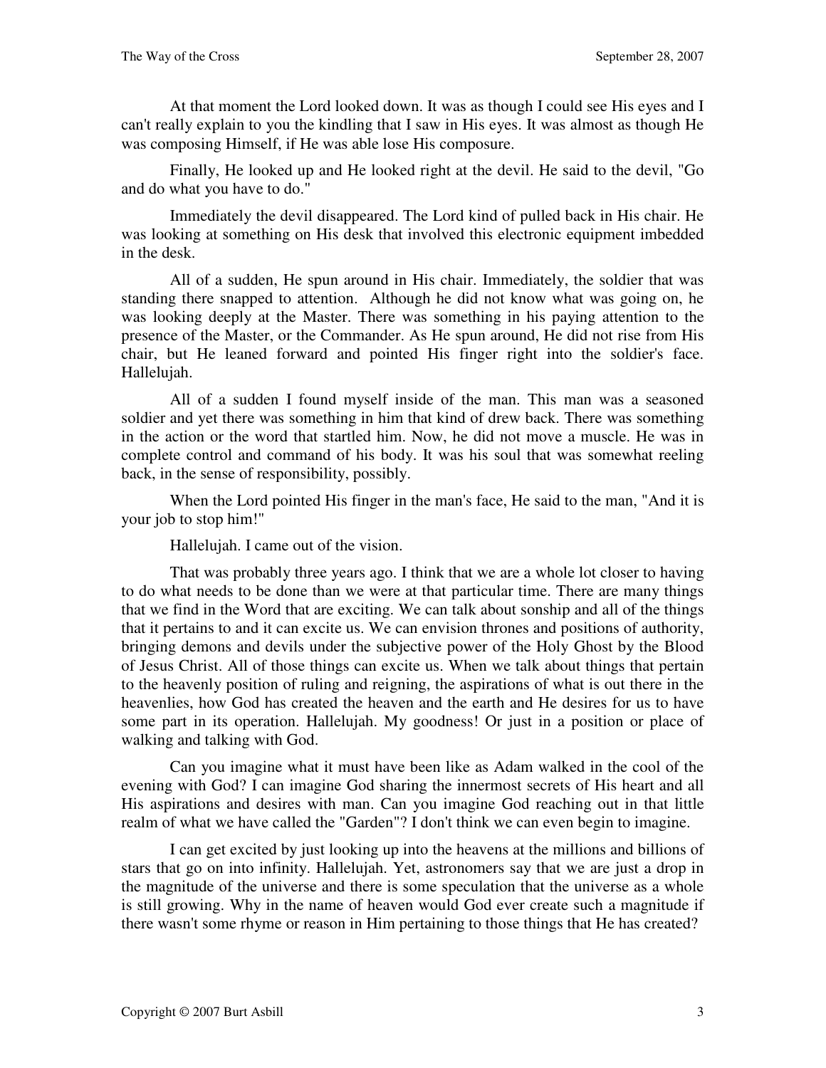At that moment the Lord looked down. It was as though I could see His eyes and I can't really explain to you the kindling that I saw in His eyes. It was almost as though He was composing Himself, if He was able lose His composure.

Finally, He looked up and He looked right at the devil. He said to the devil, "Go and do what you have to do."

Immediately the devil disappeared. The Lord kind of pulled back in His chair. He was looking at something on His desk that involved this electronic equipment imbedded in the desk.

All of a sudden, He spun around in His chair. Immediately, the soldier that was standing there snapped to attention. Although he did not know what was going on, he was looking deeply at the Master. There was something in his paying attention to the presence of the Master, or the Commander. As He spun around, He did not rise from His chair, but He leaned forward and pointed His finger right into the soldier's face. Hallelujah.

All of a sudden I found myself inside of the man. This man was a seasoned soldier and yet there was something in him that kind of drew back. There was something in the action or the word that startled him. Now, he did not move a muscle. He was in complete control and command of his body. It was his soul that was somewhat reeling back, in the sense of responsibility, possibly.

When the Lord pointed His finger in the man's face, He said to the man, "And it is your job to stop him!"

Hallelujah. I came out of the vision.

That was probably three years ago. I think that we are a whole lot closer to having to do what needs to be done than we were at that particular time. There are many things that we find in the Word that are exciting. We can talk about sonship and all of the things that it pertains to and it can excite us. We can envision thrones and positions of authority, bringing demons and devils under the subjective power of the Holy Ghost by the Blood of Jesus Christ. All of those things can excite us. When we talk about things that pertain to the heavenly position of ruling and reigning, the aspirations of what is out there in the heavenlies, how God has created the heaven and the earth and He desires for us to have some part in its operation. Hallelujah. My goodness! Or just in a position or place of walking and talking with God.

Can you imagine what it must have been like as Adam walked in the cool of the evening with God? I can imagine God sharing the innermost secrets of His heart and all His aspirations and desires with man. Can you imagine God reaching out in that little realm of what we have called the "Garden"? I don't think we can even begin to imagine.

I can get excited by just looking up into the heavens at the millions and billions of stars that go on into infinity. Hallelujah. Yet, astronomers say that we are just a drop in the magnitude of the universe and there is some speculation that the universe as a whole is still growing. Why in the name of heaven would God ever create such a magnitude if there wasn't some rhyme or reason in Him pertaining to those things that He has created?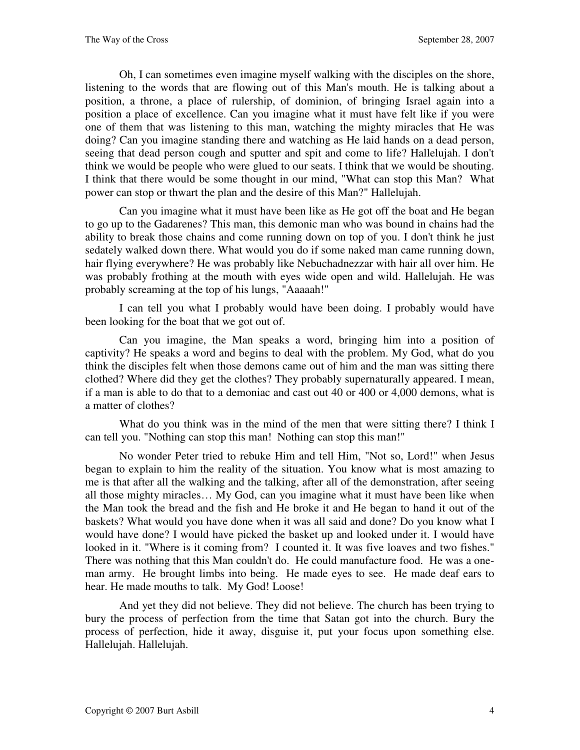Oh, I can sometimes even imagine myself walking with the disciples on the shore, listening to the words that are flowing out of this Man's mouth. He is talking about a position, a throne, a place of rulership, of dominion, of bringing Israel again into a position a place of excellence. Can you imagine what it must have felt like if you were one of them that was listening to this man, watching the mighty miracles that He was doing? Can you imagine standing there and watching as He laid hands on a dead person, seeing that dead person cough and sputter and spit and come to life? Hallelujah. I don't think we would be people who were glued to our seats. I think that we would be shouting. I think that there would be some thought in our mind, "What can stop this Man? What power can stop or thwart the plan and the desire of this Man?" Hallelujah.

Can you imagine what it must have been like as He got off the boat and He began to go up to the Gadarenes? This man, this demonic man who was bound in chains had the ability to break those chains and come running down on top of you. I don't think he just sedately walked down there. What would you do if some naked man came running down, hair flying everywhere? He was probably like Nebuchadnezzar with hair all over him. He was probably frothing at the mouth with eyes wide open and wild. Hallelujah. He was probably screaming at the top of his lungs, "Aaaaah!"

I can tell you what I probably would have been doing. I probably would have been looking for the boat that we got out of.

Can you imagine, the Man speaks a word, bringing him into a position of captivity? He speaks a word and begins to deal with the problem. My God, what do you think the disciples felt when those demons came out of him and the man was sitting there clothed? Where did they get the clothes? They probably supernaturally appeared. I mean, if a man is able to do that to a demoniac and cast out 40 or 400 or 4,000 demons, what is a matter of clothes?

What do you think was in the mind of the men that were sitting there? I think I can tell you. "Nothing can stop this man! Nothing can stop this man!"

No wonder Peter tried to rebuke Him and tell Him, "Not so, Lord!" when Jesus began to explain to him the reality of the situation. You know what is most amazing to me is that after all the walking and the talking, after all of the demonstration, after seeing all those mighty miracles… My God, can you imagine what it must have been like when the Man took the bread and the fish and He broke it and He began to hand it out of the baskets? What would you have done when it was all said and done? Do you know what I would have done? I would have picked the basket up and looked under it. I would have looked in it. "Where is it coming from? I counted it. It was five loaves and two fishes." There was nothing that this Man couldn't do. He could manufacture food. He was a one-man army. He brought limbs into being. He made eyes to see. He made deaf ears to hear. He made mouths to talk. My God! Loose!

And yet they did not believe. They did not believe. The church has been trying to bury the process of perfection from the time that Satan got into the church. Bury the process of perfection, hide it away, disguise it, put your focus upon something else. Hallelujah. Hallelujah.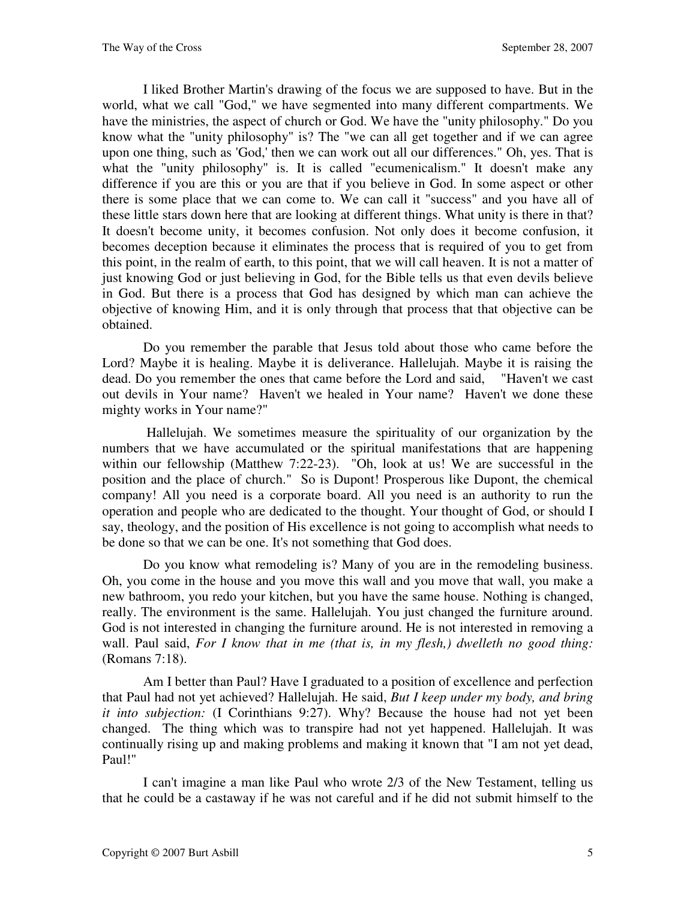I liked Brother Martin's drawing of the focus we are supposed to have. But in the world, what we call "God," we have segmented into many different compartments. We have the ministries, the aspect of church or God. We have the "unity philosophy." Do you know what the "unity philosophy" is? The "we can all get together and if we can agree upon one thing, such as 'God,' then we can work out all our differences." Oh, yes. That is what the "unity philosophy" is. It is called "ecumenicalism." It doesn't make any difference if you are this or you are that if you believe in God. In some aspect or other there is some place that we can come to. We can call it "success" and you have all of these little stars down here that are looking at different things. What unity is there in that? It doesn't become unity, it becomes confusion. Not only does it become confusion, it becomes deception because it eliminates the process that is required of you to get from this point, in the realm of earth, to this point, that we will call heaven. It is not a matter of just knowing God or just believing in God, for the Bible tells us that even devils believe in God. But there is a process that God has designed by which man can achieve the objective of knowing Him, and it is only through that process that that objective can be obtained.

Do you remember the parable that Jesus told about those who came before the Lord? Maybe it is healing. Maybe it is deliverance. Hallelujah. Maybe it is raising the dead. Do you remember the ones that came before the Lord and said, "Haven't we cast out devils in Your name? Haven't we healed in Your name? Haven't we done these mighty works in Your name?"

Hallelujah. We sometimes measure the spirituality of our organization by the numbers that we have accumulated or the spiritual manifestations that are happening within our fellowship (Matthew 7:22-23). "Oh, look at us! We are successful in the position and the place of church." So is Dupont! Prosperous like Dupont, the chemical company! All you need is a corporate board. All you need is an authority to run the operation and people who are dedicated to the thought. Your thought of God, or should I say, theology, and the position of His excellence is not going to accomplish what needs to be done so that we can be one. It's not something that God does.

Do you know what remodeling is? Many of you are in the remodeling business. Oh, you come in the house and you move this wall and you move that wall, you make a new bathroom, you redo your kitchen, but you have the same house. Nothing is changed, really. The environment is the same. Hallelujah. You just changed the furniture around. God is not interested in changing the furniture around. He is not interested in removing a wall. Paul said, *For I know that in me (that is, in my flesh,) dwelleth no good thing:* (Romans 7:18).

Am I better than Paul? Have I graduated to a position of excellence and perfection that Paul had not yet achieved? Hallelujah. He said, *But I keep under my body, and bring it into subjection:* (I Corinthians 9:27). Why? Because the house had not yet been changed. The thing which was to transpire had not yet happened. Hallelujah. It was continually rising up and making problems and making it known that "I am not yet dead, Paul!"

I can't imagine a man like Paul who wrote 2/3 of the New Testament, telling us that he could be a castaway if he was not careful and if he did not submit himself to the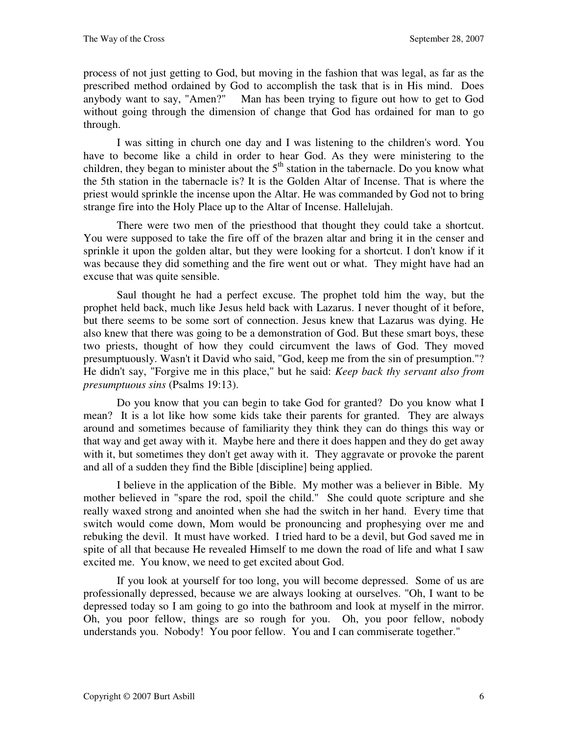process of not just getting to God, but moving in the fashion that was legal, as far as the prescribed method ordained by God to accomplish the task that is in His mind. Does anybody want to say, "Amen?" Man has been trying to figure out how to get to God without going through the dimension of change that God has ordained for man to go through.

I was sitting in church one day and I was listening to the children's word. You have to become like a child in order to hear God. As they were ministering to the children, they began to minister about the 5th station in the tabernacle. Do you know what the 5th station in the tabernacle is? It is the Golden Altar of Incense. That is where the priest would sprinkle the incense upon the Altar. He was commanded by God not to bring strange fire into the Holy Place up to the Altar of Incense. Hallelujah.

There were two men of the priesthood that thought they could take a shortcut. You were supposed to take the fire off of the brazen altar and bring it in the censer and sprinkle it upon the golden altar, but they were looking for a shortcut. I don't know if it was because they did something and the fire went out or what. They might have had an excuse that was quite sensible.

Saul thought he had a perfect excuse. The prophet told him the way, but the prophet held back, much like Jesus held back with Lazarus. I never thought of it before, but there seems to be some sort of connection. Jesus knew that Lazarus was dying. He also knew that there was going to be a demonstration of God. But these smart boys, these two priests, thought of how they could circumvent the laws of God. They moved presumptuously. Wasn't it David who said, "God, keep me from the sin of presumption."? He didn't say, "Forgive me in this place," but he said: *Keep back thy servant also from presumptuous sins* (Psalms 19:13).

Do you know that you can begin to take God for granted? Do you know what I mean? It is a lot like how some kids take their parents for granted. They are always around and sometimes because of familiarity they think they can do things this way or that way and get away with it. Maybe here and there it does happen and they do get away with it, but sometimes they don't get away with it. They aggravate or provoke the parent and all of a sudden they find the Bible [discipline] being applied.

I believe in the application of the Bible. My mother was a believer in Bible. My mother believed in "spare the rod, spoil the child." She could quote scripture and she really waxed strong and anointed when she had the switch in her hand. Every time that switch would come down, Mom would be pronouncing and prophesying over me and rebuking the devil. It must have worked. I tried hard to be a devil, but God saved me in spite of all that because He revealed Himself to me down the road of life and what I saw excited me. You know, we need to get excited about God.

If you look at yourself for too long, you will become depressed. Some of us are professionally depressed, because we are always looking at ourselves. "Oh, I want to be depressed today so I am going to go into the bathroom and look at myself in the mirror. Oh, you poor fellow, things are so rough for you. Oh, you poor fellow, nobody understands you. Nobody! You poor fellow. You and I can commiserate together."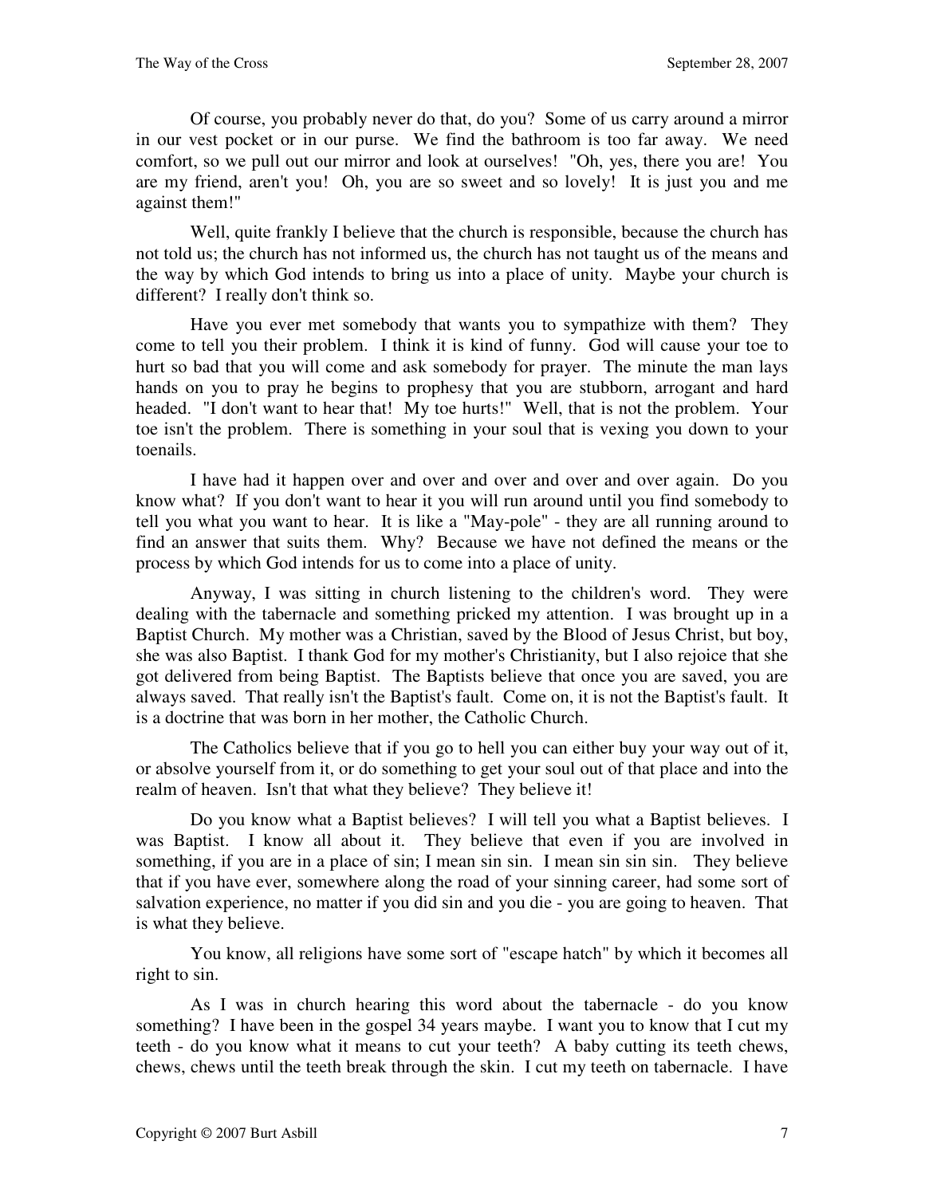Of course, you probably never do that, do you? Some of us carry around a mirror in our vest pocket or in our purse. We find the bathroom is too far away. We need comfort, so we pull out our mirror and look at ourselves! "Oh, yes, there you are! You are my friend, aren't you! Oh, you are so sweet and so lovely! It is just you and me against them!"

Well, quite frankly I believe that the church is responsible, because the church has not told us; the church has not informed us, the church has not taught us of the means and the way by which God intends to bring us into a place of unity. Maybe your church is different? I really don't think so.

Have you ever met somebody that wants you to sympathize with them? They come to tell you their problem. I think it is kind of funny. God will cause your toe to hurt so bad that you will come and ask somebody for prayer. The minute the man lays hands on you to pray he begins to prophesy that you are stubborn, arrogant and hard headed. "I don't want to hear that! My toe hurts!" Well, that is not the problem. Your toe isn't the problem. There is something in your soul that is vexing you down to your toenails.

I have had it happen over and over and over and over and over again. Do you know what? If you don't want to hear it you will run around until you find somebody to tell you what you want to hear. It is like a "May-pole" - they are all running around to find an answer that suits them. Why? Because we have not defined the means or the process by which God intends for us to come into a place of unity.

Anyway, I was sitting in church listening to the children's word. They were dealing with the tabernacle and something pricked my attention. I was brought up in a Baptist Church. My mother was a Christian, saved by the Blood of Jesus Christ, but boy, she was also Baptist. I thank God for my mother's Christianity, but I also rejoice that she got delivered from being Baptist. The Baptists believe that once you are saved, you are always saved. That really isn't the Baptist's fault. Come on, it is not the Baptist's fault. It is a doctrine that was born in her mother, the Catholic Church.

The Catholics believe that if you go to hell you can either buy your way out of it, or absolve yourself from it, or do something to get your soul out of that place and into the realm of heaven. Isn't that what they believe? They believe it!

Do you know what a Baptist believes? I will tell you what a Baptist believes. I was Baptist. I know all about it. They believe that even if you are involved in something, if you are in a place of sin; I mean sin sin. I mean sin sin sin. They believe that if you have ever, somewhere along the road of your sinning career, had some sort of salvation experience, no matter if you did sin and you die - you are going to heaven. That is what they believe.

You know, all religions have some sort of "escape hatch" by which it becomes all right to sin.

As I was in church hearing this word about the tabernacle - do you know something? I have been in the gospel 34 years maybe. I want you to know that I cut my teeth - do you know what it means to cut your teeth? A baby cutting its teeth chews, chews, chews until the teeth break through the skin. I cut my teeth on tabernacle. I have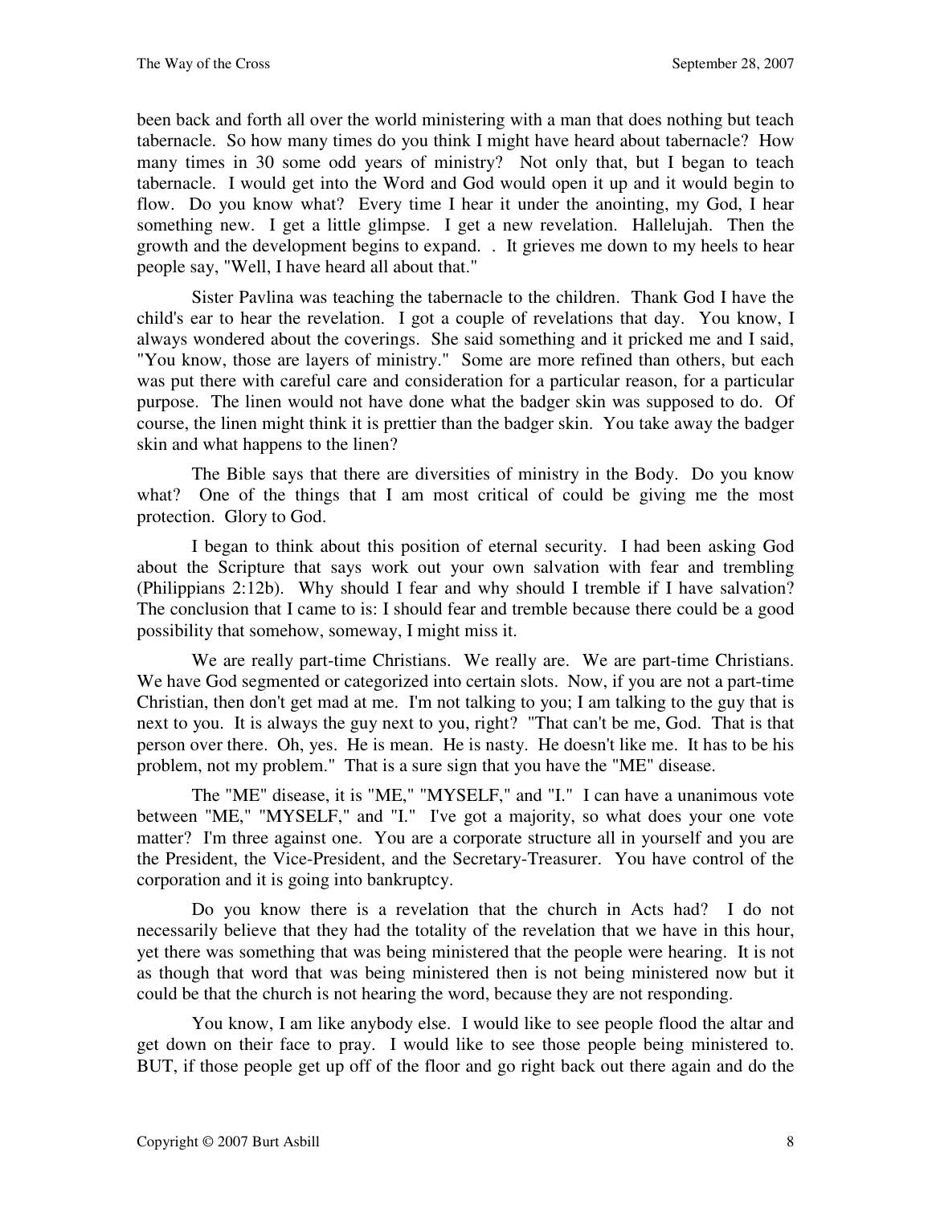been back and forth all over the world ministering with a man that does nothing but teach tabernacle. So how many times do you think I might have heard about tabernacle? How many times in 30 some odd years of ministry? Not only that, but I began to teach tabernacle. I would get into the Word and God would open it up and it would begin to flow. Do you know what? Every time I hear it under the anointing, my God, I hear something new. I get a little glimpse. I get a new revelation. Hallelujah. Then the growth and the development begins to expand. . It grieves me down to my heels to hear people say, "Well, I have heard all about that."

Sister Pavlina was teaching the tabernacle to the children. Thank God I have the child's ear to hear the revelation. I got a couple of revelations that day. You know, I always wondered about the coverings. She said something and it pricked me and I said, "You know, those are layers of ministry." Some are more refined than others, but each was put there with careful care and consideration for a particular reason, for a particular purpose. The linen would not have done what the badger skin was supposed to do. Of course, the linen might think it is prettier than the badger skin. You take away the badger skin and what happens to the linen?

The Bible says that there are diversities of ministry in the Body. Do you know what? One of the things that I am most critical of could be giving me the most protection. Glory to God.

I began to think about this position of eternal security. I had been asking God about the Scripture that says work out your own salvation with fear and trembling (Philippians 2:12b). Why should I fear and why should I tremble if I have salvation? The conclusion that I came to is: I should fear and tremble because there could be a good possibility that somehow, someway, I might miss it.

We are really part-time Christians. We really are. We are part-time Christians. We have God segmented or categorized into certain slots. Now, if you are not a part-time Christian, then don't get mad at me. I'm not talking to you; I am talking to the guy that is next to you. It is always the guy next to you, right? "That can't be me, God. That is that person over there. Oh, yes. He is mean. He is nasty. He doesn't like me. It has to be his problem, not my problem." That is a sure sign that you have the "ME" disease.

The "ME" disease, it is "ME," "MYSELF," and "I." I can have a unanimous vote between "ME," "MYSELF," and "I." I've got a majority, so what does your one vote matter? I'm three against one. You are a corporate structure all in yourself and you are the President, the Vice-President, and the Secretary-Treasurer. You have control of the corporation and it is going into bankruptcy.

Do you know there is a revelation that the church in Acts had? I do not necessarily believe that they had the totality of the revelation that we have in this hour, yet there was something that was being ministered that the people were hearing. It is not as though that word that was being ministered then is not being ministered now but it could be that the church is not hearing the word, because they are not responding.

You know, I am like anybody else. I would like to see people flood the altar and get down on their face to pray. I would like to see those people being ministered to. BUT, if those people get up off of the floor and go right back out there again and do the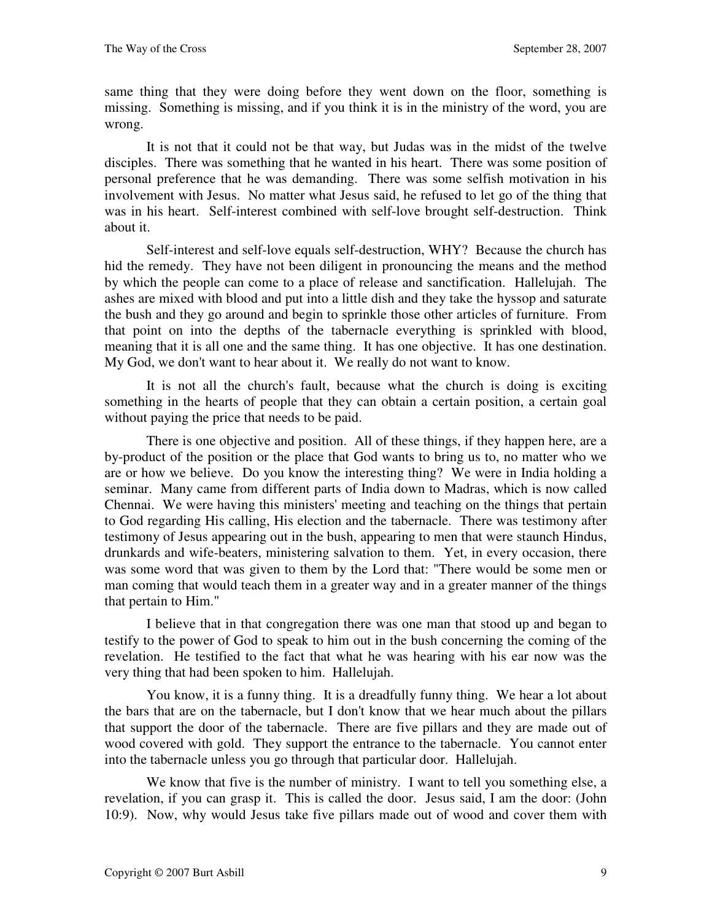same thing that they were doing before they went down on the floor, something is missing. Something is missing, and if you think it is in the ministry of the word, you are wrong.

It is not that it could not be that way, but Judas was in the midst of the twelve disciples. There was something that he wanted in his heart. There was some position of personal preference that he was demanding. There was some selfish motivation in his involvement with Jesus. No matter what Jesus said, he refused to let go of the thing that was in his heart. Self-interest combined with self-love brought self-destruction. Think about it.

Self-interest and self-love equals self-destruction, WHY? Because the church has hid the remedy. They have not been diligent in pronouncing the means and the method by which the people can come to a place of release and sanctification. Hallelujah. The ashes are mixed with blood and put into a little dish and they take the hyssop and saturate the bush and they go around and begin to sprinkle those other articles of furniture. From that point on into the depths of the tabernacle everything is sprinkled with blood, meaning that it is all one and the same thing. It has one objective. It has one destination. My God, we don't want to hear about it. We really do not want to know.

It is not all the church's fault, because what the church is doing is exciting something in the hearts of people that they can obtain a certain position, a certain goal without paying the price that needs to be paid.

There is one objective and position. All of these things, if they happen here, are a by-product of the position or the place that God wants to bring us to, no matter who we are or how we believe. Do you know the interesting thing? We were in India holding a seminar. Many came from different parts of India down to Madras, which is now called Chennai. We were having this ministers' meeting and teaching on the things that pertain to God regarding His calling, His election and the tabernacle. There was testimony after testimony of Jesus appearing out in the bush, appearing to men that were staunch Hindus, drunkards and wife-beaters, ministering salvation to them. Yet, in every occasion, there was some word that was given to them by the Lord that: "There would be some men or man coming that would teach them in a greater way and in a greater manner of the things that pertain to Him."

I believe that in that congregation there was one man that stood up and began to testify to the power of God to speak to him out in the bush concerning the coming of the revelation. He testified to the fact that what he was hearing with his ear now was the very thing that had been spoken to him. Hallelujah.

You know, it is a funny thing. It is a dreadfully funny thing. We hear a lot about the bars that are on the tabernacle, but I don't know that we hear much about the pillars that support the door of the tabernacle. There are five pillars and they are made out of wood covered with gold. They support the entrance to the tabernacle. You cannot enter into the tabernacle unless you go through that particular door. Hallelujah.

We know that five is the number of ministry. I want to tell you something else, a revelation, if you can grasp it. This is called the door. Jesus said, I am the door: (John 10:9). Now, why would Jesus take five pillars made out of wood and cover them with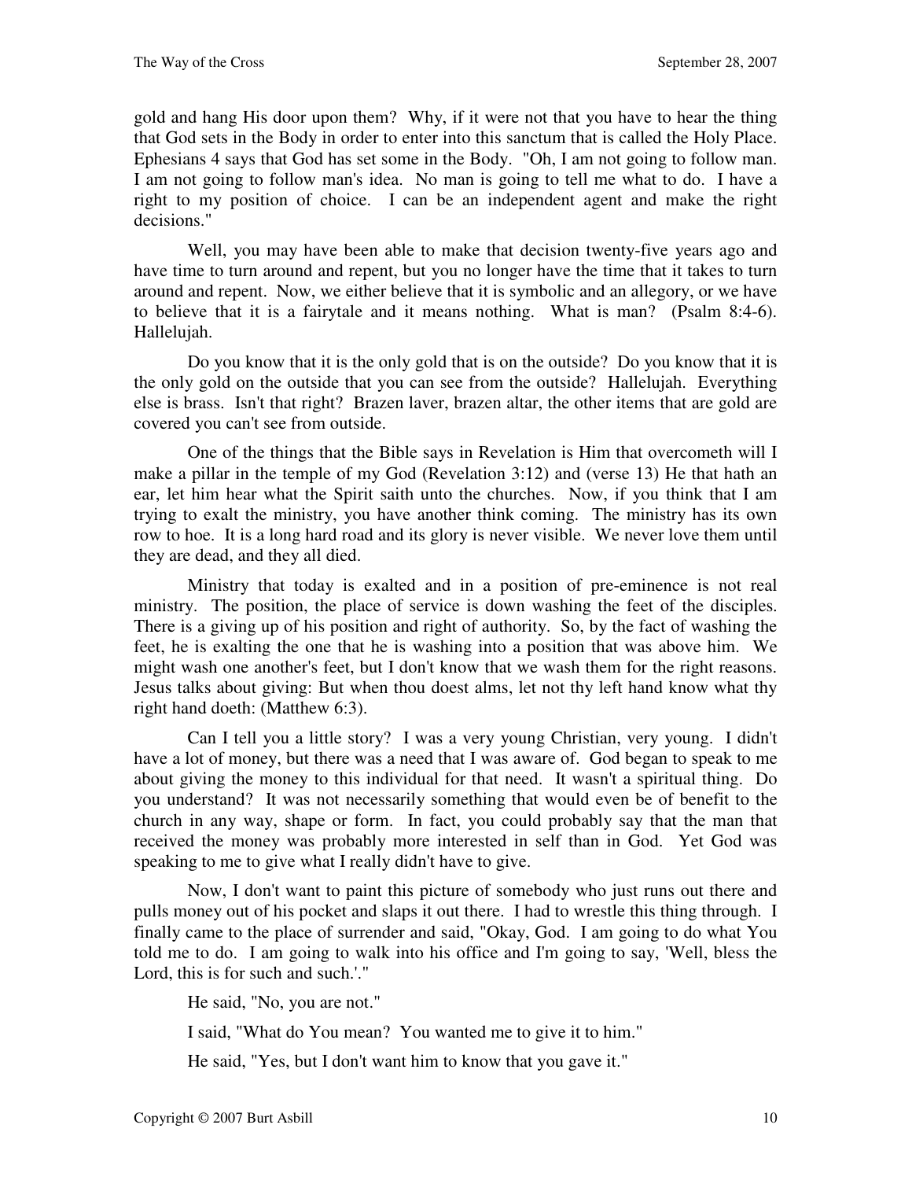gold and hang His door upon them? Why, if it were not that you have to hear the thing that God sets in the Body in order to enter into this sanctum that is called the Holy Place. Ephesians 4 says that God has set some in the Body. "Oh, I am not going to follow man. I am not going to follow man's idea. No man is going to tell me what to do. I have a right to my position of choice. I can be an independent agent and make the right decisions."

Well, you may have been able to make that decision twenty-five years ago and have time to turn around and repent, but you no longer have the time that it takes to turn around and repent. Now, we either believe that it is symbolic and an allegory, or we have to believe that it is a fairytale and it means nothing. What is man? (Psalm 8:4-6). Hallelujah.

Do you know that it is the only gold that is on the outside? Do you know that it is the only gold on the outside that you can see from the outside? Hallelujah. Everything else is brass. Isn't that right? Brazen laver, brazen altar, the other items that are gold are covered you can't see from outside.

One of the things that the Bible says in Revelation is Him that overcometh will I make a pillar in the temple of my God (Revelation 3:12) and (verse 13) He that hath an ear, let him hear what the Spirit saith unto the churches. Now, if you think that I am trying to exalt the ministry, you have another think coming. The ministry has its own row to hoe. It is a long hard road and its glory is never visible. We never love them until they are dead, and they all died.

Ministry that today is exalted and in a position of pre-eminence is not real ministry. The position, the place of service is down washing the feet of the disciples. There is a giving up of his position and right of authority. So, by the fact of washing the feet, he is exalting the one that he is washing into a position that was above him. We might wash one another's feet, but I don't know that we wash them for the right reasons. Jesus talks about giving: But when thou doest alms, let not thy left hand know what thy right hand doeth: (Matthew 6:3).

Can I tell you a little story? I was a very young Christian, very young. I didn't have a lot of money, but there was a need that I was aware of. God began to speak to me about giving the money to this individual for that need. It wasn't a spiritual thing. Do you understand? It was not necessarily something that would even be of benefit to the church in any way, shape or form. In fact, you could probably say that the man that received the money was probably more interested in self than in God. Yet God was speaking to me to give what I really didn't have to give.

Now, I don't want to paint this picture of somebody who just runs out there and pulls money out of his pocket and slaps it out there. I had to wrestle this thing through. I finally came to the place of surrender and said, "Okay, God. I am going to do what You told me to do. I am going to walk into his office and I'm going to say, 'Well, bless the Lord, this is for such and such.'."

He said, "No, you are not."

I said, "What do You mean? You wanted me to give it to him."

He said, "Yes, but I don't want him to know that you gave it."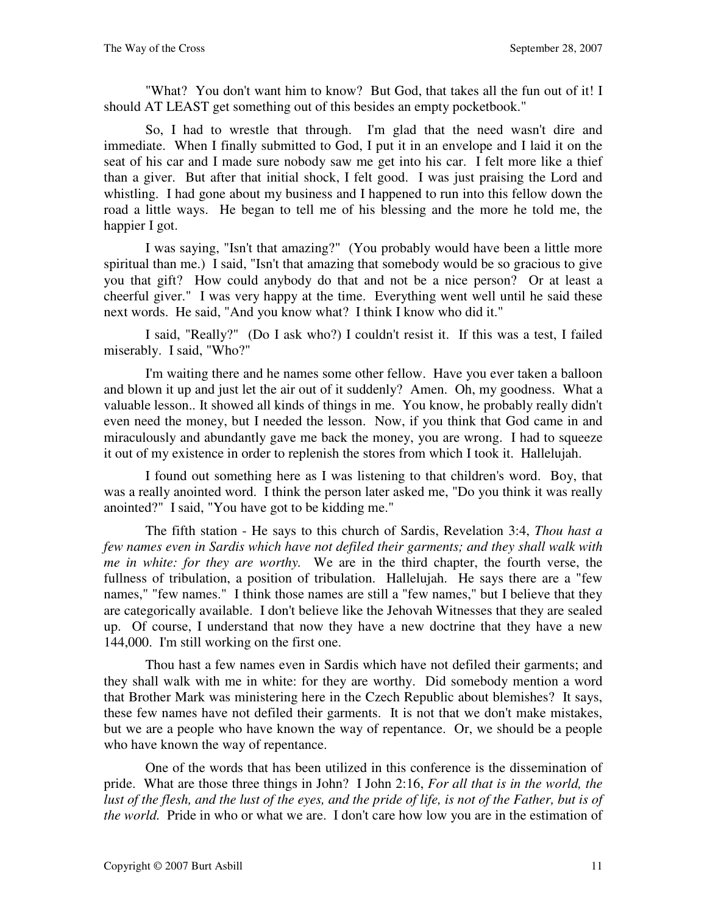"What? You don't want him to know? But God, that takes all the fun out of it! I should AT LEAST get something out of this besides an empty pocketbook."

So, I had to wrestle that through. I'm glad that the need wasn't dire and immediate. When I finally submitted to God, I put it in an envelope and I laid it on the seat of his car and I made sure nobody saw me get into his car. I felt more like a thief than a giver. But after that initial shock, I felt good. I was just praising the Lord and whistling. I had gone about my business and I happened to run into this fellow down the road a little ways. He began to tell me of his blessing and the more he told me, the happier I got.

I was saying, "Isn't that amazing?" (You probably would have been a little more spiritual than me.) I said, "Isn't that amazing that somebody would be so gracious to give you that gift? How could anybody do that and not be a nice person? Or at least a cheerful giver." I was very happy at the time. Everything went well until he said these next words. He said, "And you know what? I think I know who did it."

I said, "Really?" (Do I ask who?) I couldn't resist it. If this was a test, I failed miserably. I said, "Who?"

I'm waiting there and he names some other fellow. Have you ever taken a balloon and blown it up and just let the air out of it suddenly? Amen. Oh, my goodness. What a valuable lesson.. It showed all kinds of things in me. You know, he probably really didn't even need the money, but I needed the lesson. Now, if you think that God came in and miraculously and abundantly gave me back the money, you are wrong. I had to squeeze it out of my existence in order to replenish the stores from which I took it. Hallelujah.

I found out something here as I was listening to that children's word. Boy, that was a really anointed word. I think the person later asked me, "Do you think it was really anointed?" I said, "You have got to be kidding me."

The fifth station - He says to this church of Sardis, Revelation 3:4, *Thou hast a few names even in Sardis which have not defiled their garments; and they shall walk with me in white: for they are worthy.* We are in the third chapter, the fourth verse, the fullness of tribulation, a position of tribulation. Hallelujah. He says there are a "few names," "few names." I think those names are still a "few names," but I believe that they are categorically available. I don't believe like the Jehovah Witnesses that they are sealed up. Of course, I understand that now they have a new doctrine that they have a new 144,000. I'm still working on the first one.

Thou hast a few names even in Sardis which have not defiled their garments; and they shall walk with me in white: for they are worthy. Did somebody mention a word that Brother Mark was ministering here in the Czech Republic about blemishes? It says, these few names have not defiled their garments. It is not that we don't make mistakes, but we are a people who have known the way of repentance. Or, we should be a people who have known the way of repentance.

One of the words that has been utilized in this conference is the dissemination of pride. What are those three things in John? I John 2:16, *For all that is in the world, the lust of the flesh, and the lust of the eyes, and the pride of life, is not of the Father, but is of the world.* Pride in who or what we are. I don't care how low you are in the estimation of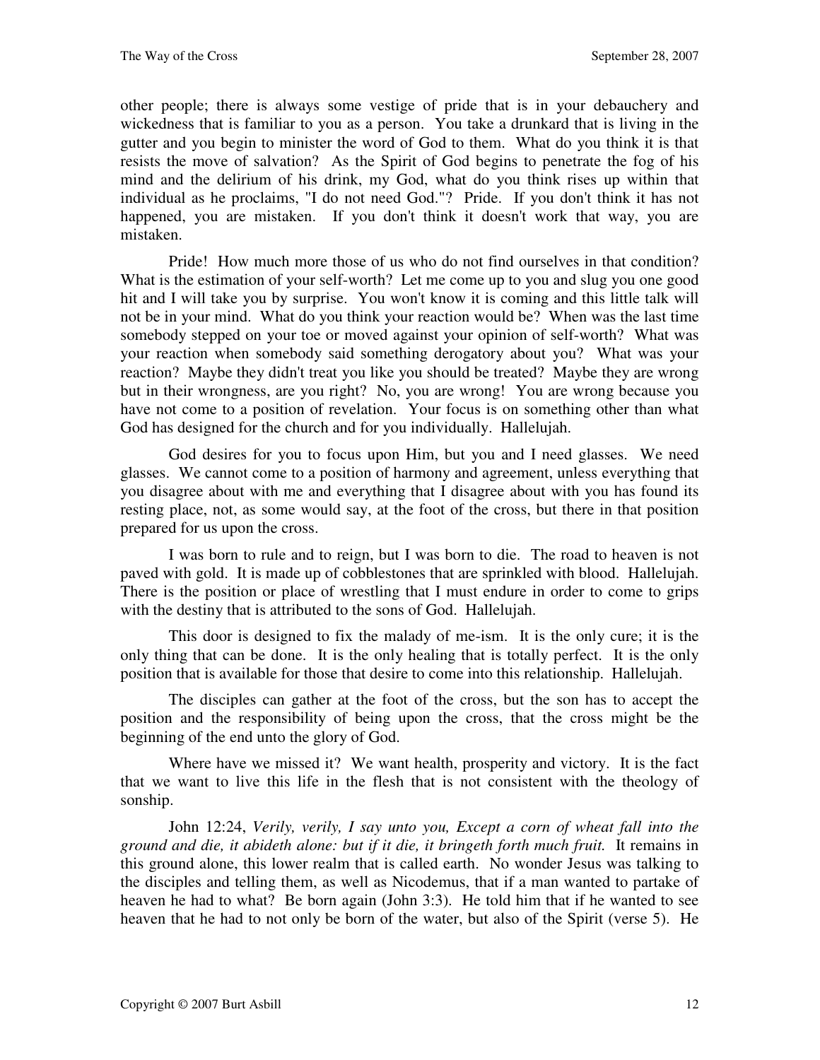other people; there is always some vestige of pride that is in your debauchery and wickedness that is familiar to you as a person. You take a drunkard that is living in the gutter and you begin to minister the word of God to them. What do you think it is that resists the move of salvation? As the Spirit of God begins to penetrate the fog of his mind and the delirium of his drink, my God, what do you think rises up within that individual as he proclaims, "I do not need God."? Pride. If you don't think it has not happened, you are mistaken. If you don't think it doesn't work that way, you are mistaken.

Pride! How much more those of us who do not find ourselves in that condition? What is the estimation of your self-worth? Let me come up to you and slug you one good hit and I will take you by surprise. You won't know it is coming and this little talk will not be in your mind. What do you think your reaction would be? When was the last time somebody stepped on your toe or moved against your opinion of self-worth? What was your reaction when somebody said something derogatory about you? What was your reaction? Maybe they didn't treat you like you should be treated? Maybe they are wrong but in their wrongness, are you right? No, you are wrong! You are wrong because you have not come to a position of revelation. Your focus is on something other than what God has designed for the church and for you individually. Hallelujah.

God desires for you to focus upon Him, but you and I need glasses. We need glasses. We cannot come to a position of harmony and agreement, unless everything that you disagree about with me and everything that I disagree about with you has found its resting place, not, as some would say, at the foot of the cross, but there in that position prepared for us upon the cross.

I was born to rule and to reign, but I was born to die. The road to heaven is not paved with gold. It is made up of cobblestones that are sprinkled with blood. Hallelujah. There is the position or place of wrestling that I must endure in order to come to grips with the destiny that is attributed to the sons of God. Hallelujah.

This door is designed to fix the malady of me-ism. It is the only cure; it is the only thing that can be done. It is the only healing that is totally perfect. It is the only position that is available for those that desire to come into this relationship. Hallelujah.

The disciples can gather at the foot of the cross, but the son has to accept the position and the responsibility of being upon the cross, that the cross might be the beginning of the end unto the glory of God.

Where have we missed it? We want health, prosperity and victory. It is the fact that we want to live this life in the flesh that is not consistent with the theology of sonship.

John 12:24, *Verily, verily, I say unto you, Except a corn of wheat fall into the ground and die, it abideth alone: but if it die, it bringeth forth much fruit.* It remains in this ground alone, this lower realm that is called earth. No wonder Jesus was talking to the disciples and telling them, as well as Nicodemus, that if a man wanted to partake of heaven he had to what? Be born again (John 3:3). He told him that if he wanted to see heaven that he had to not only be born of the water, but also of the Spirit (verse 5). He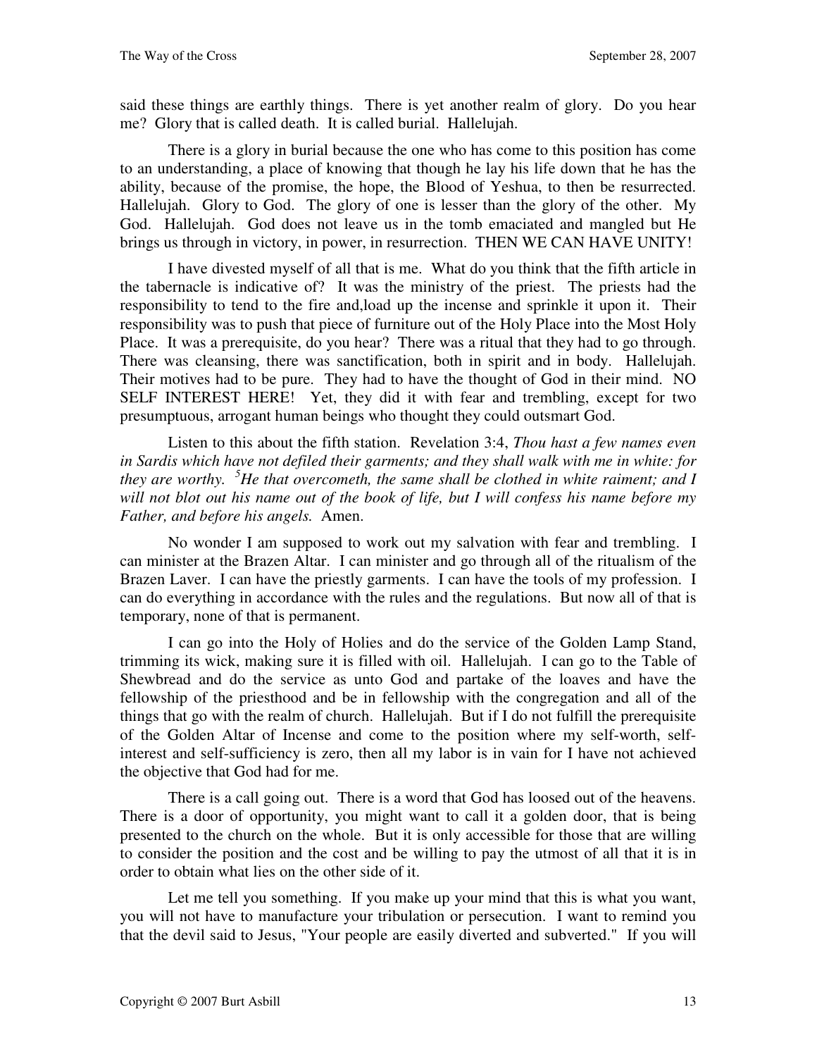said these things are earthly things. There is yet another realm of glory. Do you hear me? Glory that is called death. It is called burial. Hallelujah.

There is a glory in burial because the one who has come to this position has come to an understanding, a place of knowing that though he lay his life down that he has the ability, because of the promise, the hope, the Blood of Yeshua, to then be resurrected. Hallelujah. Glory to God. The glory of one is lesser than the glory of the other. My God. Hallelujah. God does not leave us in the tomb emaciated and mangled but He brings us through in victory, in power, in resurrection. THEN WE CAN HAVE UNITY!

I have divested myself of all that is me. What do you think that the fifth article in the tabernacle is indicative of? It was the ministry of the priest. The priests had the responsibility to tend to the fire and,load up the incense and sprinkle it upon it. Their responsibility was to push that piece of furniture out of the Holy Place into the Most Holy Place. It was a prerequisite, do you hear? There was a ritual that they had to go through. There was cleansing, there was sanctification, both in spirit and in body. Hallelujah. Their motives had to be pure. They had to have the thought of God in their mind. NO SELF INTEREST HERE! Yet, they did it with fear and trembling, except for two presumptuous, arrogant human beings who thought they could outsmart God.

Listen to this about the fifth station. Revelation 3:4, *Thou hast a few names even in Sardis which have not defiled their garments; and they shall walk with me in white: for they are worthy. [5]He that overcometh, the same shall be clothed in white raiment; and I will not blot out his name out of the book of life, but I will confess his name before my Father, and before his angels.* Amen.

No wonder I am supposed to work out my salvation with fear and trembling. I can minister at the Brazen Altar. I can minister and go through all of the ritualism of the Brazen Laver. I can have the priestly garments. I can have the tools of my profession. I can do everything in accordance with the rules and the regulations. But now all of that is temporary, none of that is permanent.

I can go into the Holy of Holies and do the service of the Golden Lamp Stand, trimming its wick, making sure it is filled with oil. Hallelujah. I can go to the Table of Shewbread and do the service as unto God and partake of the loaves and have the fellowship of the priesthood and be in fellowship with the congregation and all of the things that go with the realm of church. Hallelujah. But if I do not fulfill the prerequisite of the Golden Altar of Incense and come to the position where my self-worth, self-interest and self-sufficiency is zero, then all my labor is in vain for I have not achieved the objective that God had for me.

There is a call going out. There is a word that God has loosed out of the heavens. There is a door of opportunity, you might want to call it a golden door, that is being presented to the church on the whole. But it is only accessible for those that are willing to consider the position and the cost and be willing to pay the utmost of all that it is in order to obtain what lies on the other side of it.

Let me tell you something. If you make up your mind that this is what you want, you will not have to manufacture your tribulation or persecution. I want to remind you that the devil said to Jesus, "Your people are easily diverted and subverted." If you will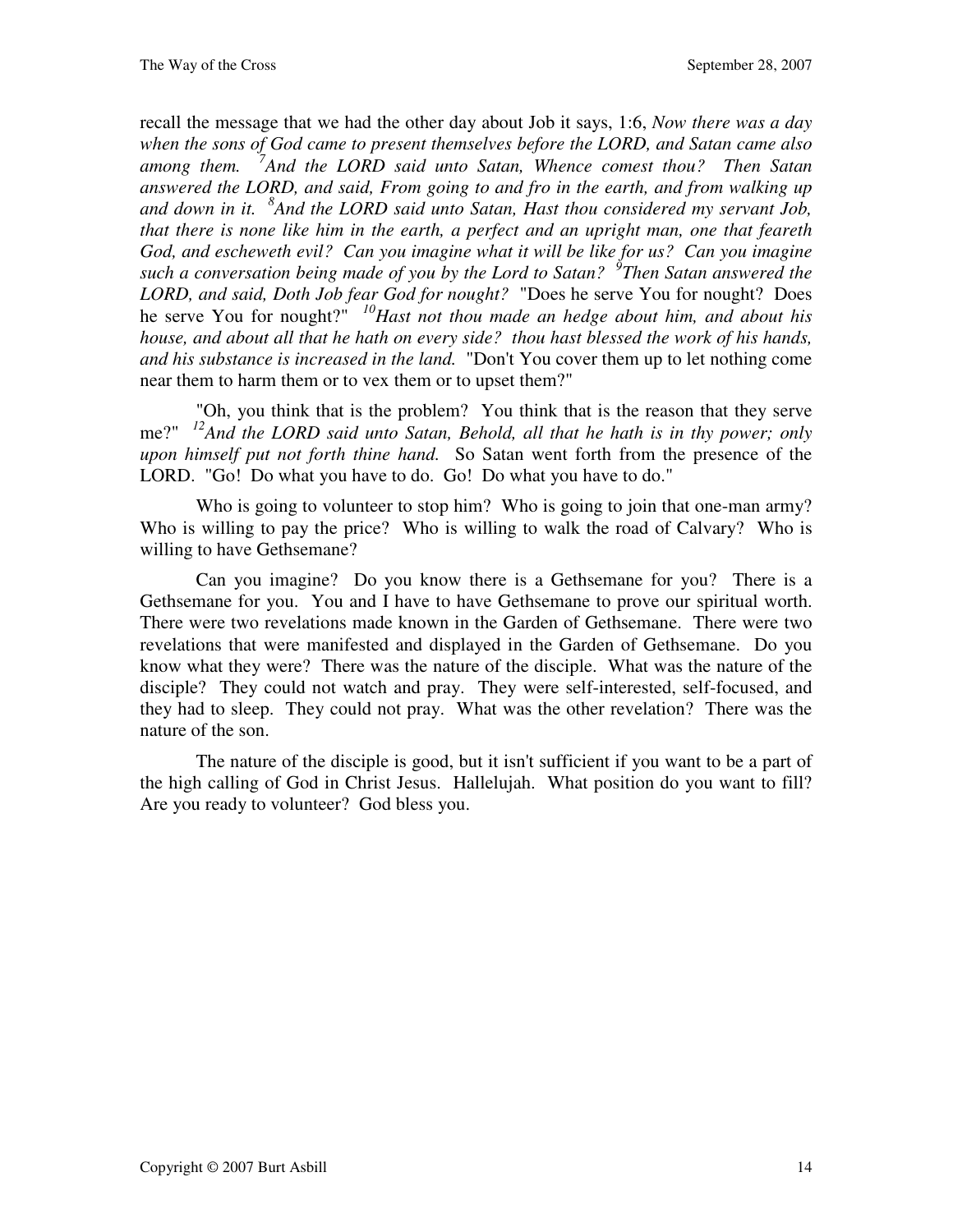recall the message that we had the other day about Job it says, 1:6, *Now there was a day when the sons of God came to present themselves before the LORD, and Satan came also among them.* [7]*And the LORD said unto Satan, Whence comest thou? Then Satan answered the LORD, and said, From going to and fro in the earth, and from walking up and down in it.* [8]*And the LORD said unto Satan, Hast thou considered my servant Job, that there is none like him in the earth, a perfect and an upright man, one that feareth God, and escheweth evil? Can you imagine what it will be like for us? Can you imagine such a conversation being made of you by the Lord to Satan?* [9]*Then Satan answered the LORD, and said, Doth Job fear God for nought?* "Does he serve You for nought? Does he serve You for nought?" [10]*Hast not thou made an hedge about him, and about his house, and about all that he hath on every side? thou hast blessed the work of his hands, and his substance is increased in the land.* "Don't You cover them up to let nothing come near them to harm them or to vex them or to upset them?"

"Oh, you think that is the problem? You think that is the reason that they serve me?" [12]*And the LORD said unto Satan, Behold, all that he hath is in thy power; only upon himself put not forth thine hand.* So Satan went forth from the presence of the LORD. "Go! Do what you have to do. Go! Do what you have to do."

Who is going to volunteer to stop him? Who is going to join that one-man army? Who is willing to pay the price? Who is willing to walk the road of Calvary? Who is willing to have Gethsemane?

Can you imagine? Do you know there is a Gethsemane for you? There is a Gethsemane for you. You and I have to have Gethsemane to prove our spiritual worth. There were two revelations made known in the Garden of Gethsemane. There were two revelations that were manifested and displayed in the Garden of Gethsemane. Do you know what they were? There was the nature of the disciple. What was the nature of the disciple? They could not watch and pray. They were self-interested, self-focused, and they had to sleep. They could not pray. What was the other revelation? There was the nature of the son.

The nature of the disciple is good, but it isn't sufficient if you want to be a part of the high calling of God in Christ Jesus. Hallelujah. What position do you want to fill? Are you ready to volunteer? God bless you.